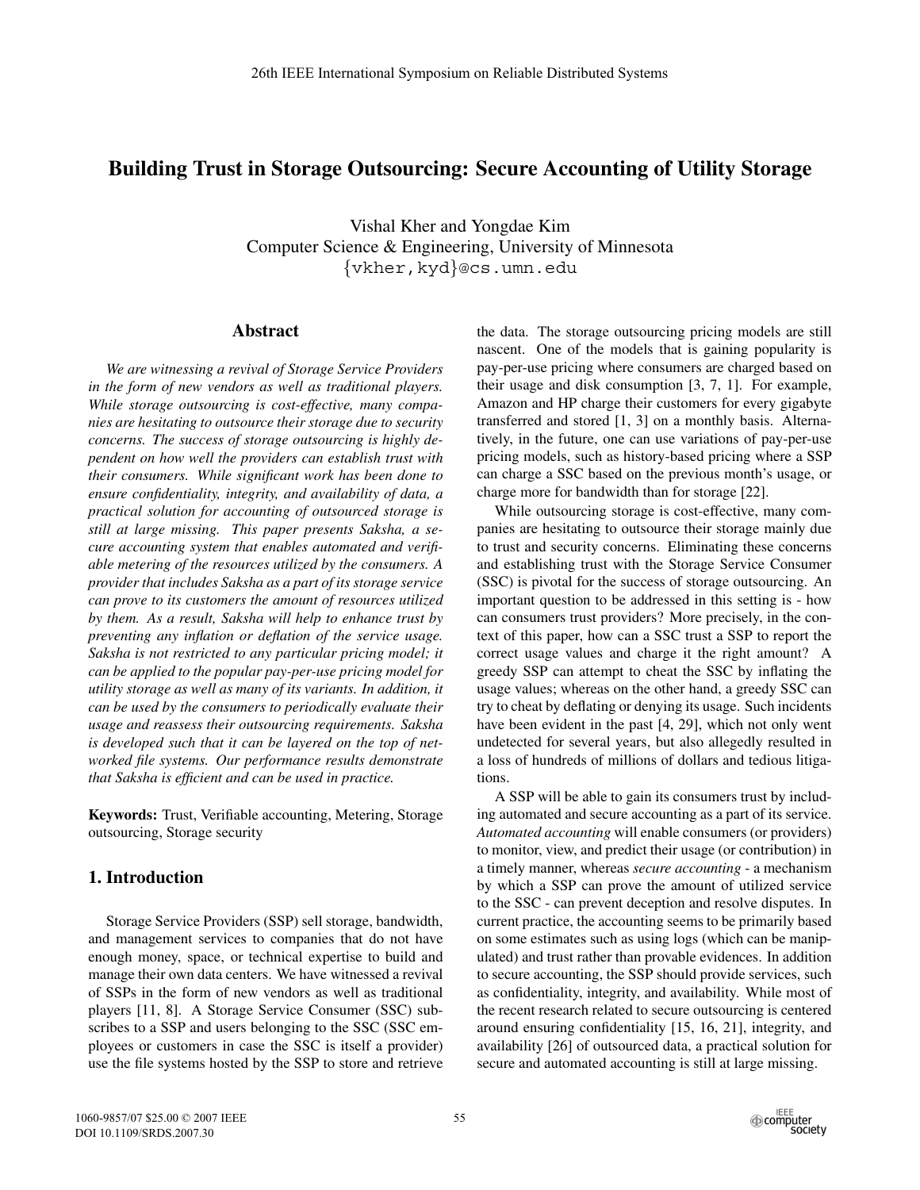# Building Trust in Storage Outsourcing: Secure Accounting of Utility Storage

Vishal Kher and Yongdae Kim
Computer Science & Engineering, University of Minnesota
{vkher,kyd}@cs.umn.edu

## Abstract

*We are witnessing a revival of Storage Service Providers in the form of new vendors as well as traditional players. While storage outsourcing is cost-effective, many companies are hesitating to outsource their storage due to security concerns. The success of storage outsourcing is highly dependent on how well the providers can establish trust with their consumers. While significant work has been done to ensure confidentiality, integrity, and availability of data, a practical solution for accounting of outsourced storage is still at large missing. This paper presents Saksha, a secure accounting system that enables automated and verifiable metering of the resources utilized by the consumers. A provider that includes Saksha as a part of its storage service can prove to its customers the amount of resources utilized by them. As a result, Saksha will help to enhance trust by preventing any inflation or deflation of the service usage. Saksha is not restricted to any particular pricing model; it can be applied to the popular pay-per-use pricing model for utility storage as well as many of its variants. In addition, it can be used by the consumers to periodically evaluate their usage and reassess their outsourcing requirements. Saksha is developed such that it can be layered on the top of networked file systems. Our performance results demonstrate that Saksha is efficient and can be used in practice.*

**Keywords:** Trust, Verifiable accounting, Metering, Storage outsourcing, Storage security

## 1. Introduction

Storage Service Providers (SSP) sell storage, bandwidth, and management services to companies that do not have enough money, space, or technical expertise to build and manage their own data centers. We have witnessed a revival of SSPs in the form of new vendors as well as traditional players [11, 8]. A Storage Service Consumer (SSC) subscribes to a SSP and users belonging to the SSC (SSC employees or customers in case the SSC is itself a provider) use the file systems hosted by the SSP to store and retrieve the data. The storage outsourcing pricing models are still nascent. One of the models that is gaining popularity is pay-per-use pricing where consumers are charged based on their usage and disk consumption [3, 7, 1]. For example, Amazon and HP charge their customers for every gigabyte transferred and stored [1, 3] on a monthly basis. Alternatively, in the future, one can use variations of pay-per-use pricing models, such as history-based pricing where a SSP can charge a SSC based on the previous month's usage, or charge more for bandwidth than for storage [22].

While outsourcing storage is cost-effective, many companies are hesitating to outsource their storage mainly due to trust and security concerns. Eliminating these concerns and establishing trust with the Storage Service Consumer (SSC) is pivotal for the success of storage outsourcing. An important question to be addressed in this setting is - how can consumers trust providers? More precisely, in the context of this paper, how can a SSC trust a SSP to report the correct usage values and charge it the right amount? A greedy SSP can attempt to cheat the SSC by inflating the usage values; whereas on the other hand, a greedy SSC can try to cheat by deflating or denying its usage. Such incidents have been evident in the past [4, 29], which not only went undetected for several years, but also allegedly resulted in a loss of hundreds of millions of dollars and tedious litigations.

A SSP will be able to gain its consumers trust by including automated and secure accounting as a part of its service. *Automated accounting* will enable consumers (or providers) to monitor, view, and predict their usage (or contribution) in a timely manner, whereas *secure accounting* - a mechanism by which a SSP can prove the amount of utilized service to the SSC - can prevent deception and resolve disputes. In current practice, the accounting seems to be primarily based on some estimates such as using logs (which can be manipulated) and trust rather than provable evidences. In addition to secure accounting, the SSP should provide services, such as confidentiality, integrity, and availability. While most of the recent research related to secure outsourcing is centered around ensuring confidentiality [15, 16, 21], integrity, and availability [26] of outsourced data, a practical solution for secure and automated accounting is still at large missing.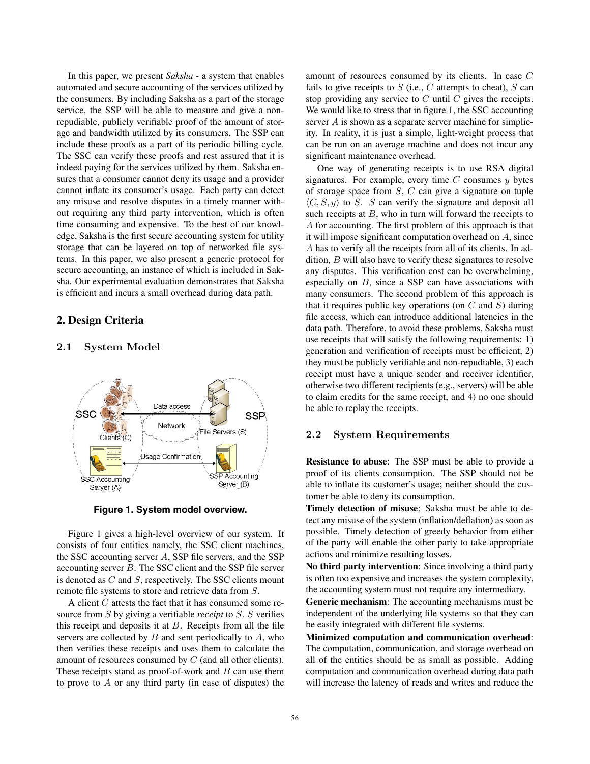In this paper, we present *Saksha* - a system that enables automated and secure accounting of the services utilized by the consumers. By including Saksha as a part of the storage service, the SSP will be able to measure and give a non-repudiable, publicly verifiable proof of the amount of storage and bandwidth utilized by its consumers. The SSP can include these proofs as a part of its periodic billing cycle. The SSC can verify these proofs and rest assured that it is indeed paying for the services utilized by them. Saksha ensures that a consumer cannot deny its usage and a provider cannot inflate its consumer's usage. Each party can detect any misuse and resolve disputes in a timely manner without requiring any third party intervention, which is often time consuming and expensive. To the best of our knowledge, Saksha is the first secure accounting system for utility storage that can be layered on top of networked file systems. In this paper, we also present a generic protocol for secure accounting, an instance of which is included in Saksha. Our experimental evaluation demonstrates that Saksha is efficient and incurs a small overhead during data path.

## 2. Design Criteria

### 2.1 System Model

SSC

SSP

Data access

Network

Clients (C)

File Servers (S)

Usage Confirmation

SSC Accounting Server (A)

SSP Accounting Server (B)

**Figure 1. System model overview.**

Figure 1 gives a high-level overview of our system. It consists of four entities namely, the SSC client machines, the SSC accounting server $A$, SSP file servers, and the SSP accounting server $B$. The SSC client and the SSP file server is denoted as $C$ and $S$, respectively. The SSC clients mount remote file systems to store and retrieve data from $S$.

A client $C$ attests the fact that it has consumed some resource from $S$ by giving a verifiable *receipt* to $S$. $S$ verifies this receipt and deposits it at $B$. Receipts from all the file servers are collected by $B$ and sent periodically to $A$, who then verifies these receipts and uses them to calculate the amount of resources consumed by $C$ (and all other clients). These receipts stand as proof-of-work and $B$ can use them to prove to $A$ or any third party (in case of disputes) the amount of resources consumed by its clients. In case $C$ fails to give receipts to $S$ (i.e., $C$ attempts to cheat), $S$ can stop providing any service to $C$ until $C$ gives the receipts. We would like to stress that in figure 1, the SSC accounting server $A$ is shown as a separate server machine for simplicity. In reality, it is just a simple, light-weight process that can be run on an average machine and does not incur any significant maintenance overhead.

One way of generating receipts is to use RSA digital signatures. For example, every time $C$ consumes $y$ bytes of storage space from $S$, $C$ can give a signature on tuple $\langle C, S, y \rangle$ to $S$. $S$ can verify the signature and deposit all such receipts at $B$, who in turn will forward the receipts to $A$ for accounting. The first problem of this approach is that it will impose significant computation overhead on $A$, since $A$ has to verify all the receipts from all of its clients. In addition, $B$ will also have to verify these signatures to resolve any disputes. This verification cost can be overwhelming, especially on $B$, since a SSP can have associations with many consumers. The second problem of this approach is that it requires public key operations (on $C$ and $S$) during file access, which can introduce additional latencies in the data path. Therefore, to avoid these problems, Saksha must use receipts that will satisfy the following requirements: 1) generation and verification of receipts must be efficient, 2) they must be publicly verifiable and non-repudiable, 3) each receipt must have a unique sender and receiver identifier, otherwise two different recipients (e.g., servers) will be able to claim credits for the same receipt, and 4) no one should be able to replay the receipts.

### 2.2 System Requirements

**Resistance to abuse**: The SSP must be able to provide a proof of its clients consumption. The SSP should not be able to inflate its customer's usage; neither should the customer be able to deny its consumption.

**Timely detection of misuse**: Saksha must be able to detect any misuse of the system (inflation/deflation) as soon as possible. Timely detection of greedy behavior from either of the party will enable the other party to take appropriate actions and minimize resulting losses.

**No third party intervention**: Since involving a third party is often too expensive and increases the system complexity, the accounting system must not require any intermediary.

**Generic mechanism**: The accounting mechanisms must be independent of the underlying file systems so that they can be easily integrated with different file systems.

**Minimized computation and communication overhead**: The computation, communication, and storage overhead on all of the entities should be as small as possible. Adding computation and communication overhead during data path will increase the latency of reads and writes and reduce the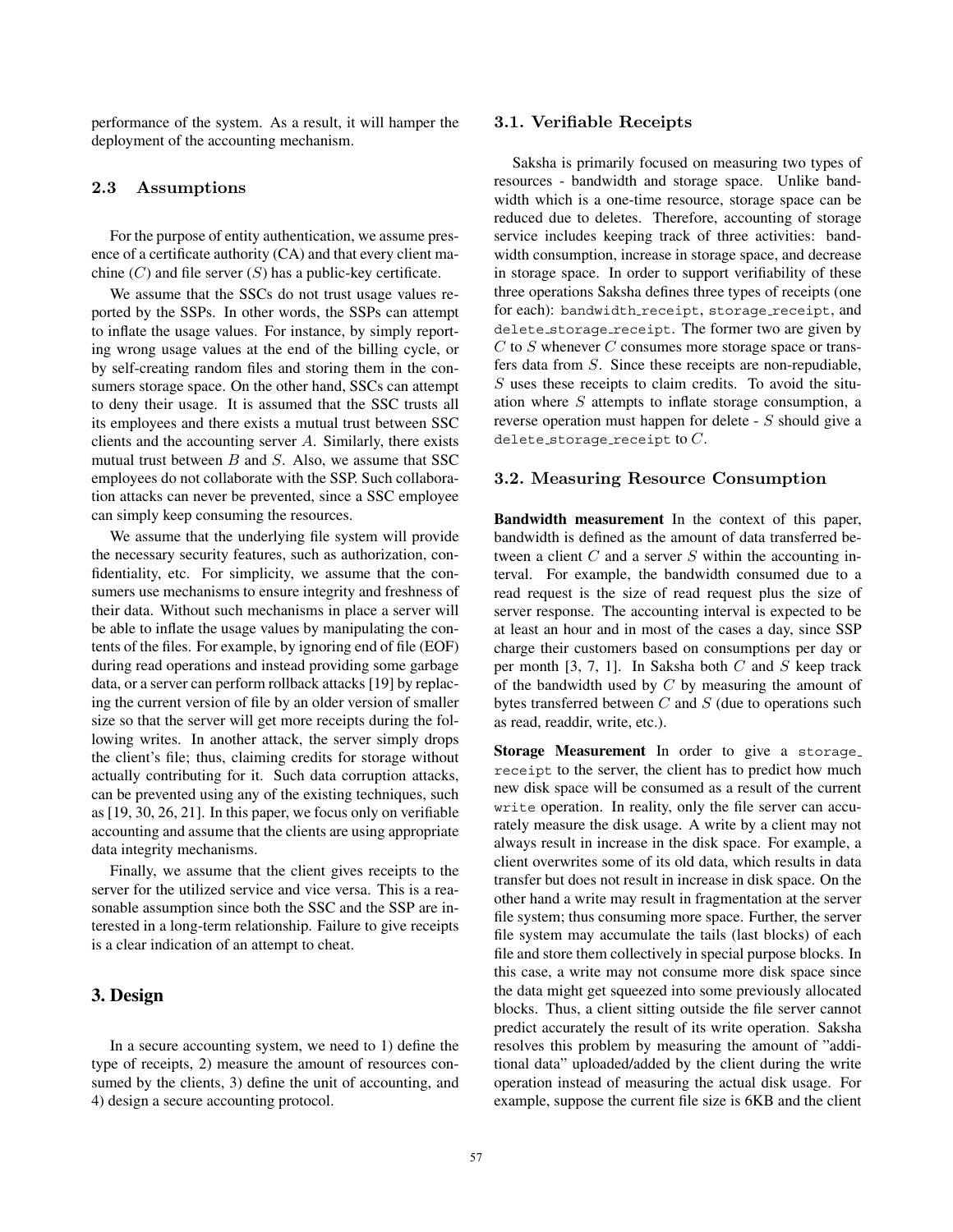performance of the system. As a result, it will hamper the deployment of the accounting mechanism.

### 2.3 Assumptions

For the purpose of entity authentication, we assume presence of a certificate authority (CA) and that every client machine ($C$) and file server ($S$) has a public-key certificate.

We assume that the SSCs do not trust usage values reported by the SSPs. In other words, the SSPs can attempt to inflate the usage values. For instance, by simply reporting wrong usage values at the end of the billing cycle, or by self-creating random files and storing them in the consumers storage space. On the other hand, SSCs can attempt to deny their usage. It is assumed that the SSC trusts all its employees and there exists a mutual trust between SSC clients and the accounting server $A$. Similarly, there exists mutual trust between $B$ and $S$. Also, we assume that SSC employees do not collaborate with the SSP. Such collaboration attacks can never be prevented, since a SSC employee can simply keep consuming the resources.

We assume that the underlying file system will provide the necessary security features, such as authorization, confidentiality, etc. For simplicity, we assume that the consumers use mechanisms to ensure integrity and freshness of their data. Without such mechanisms in place a server will be able to inflate the usage values by manipulating the contents of the files. For example, by ignoring end of file (EOF) during read operations and instead providing some garbage data, or a server can perform rollback attacks [19] by replacing the current version of file by an older version of smaller size so that the server will get more receipts during the following writes. In another attack, the server simply drops the client's file; thus, claiming credits for storage without actually contributing for it. Such data corruption attacks, can be prevented using any of the existing techniques, such as [19, 30, 26, 21]. In this paper, we focus only on verifiable accounting and assume that the clients are using appropriate data integrity mechanisms.

Finally, we assume that the client gives receipts to the server for the utilized service and vice versa. This is a reasonable assumption since both the SSC and the SSP are interested in a long-term relationship. Failure to give receipts is a clear indication of an attempt to cheat.

## 3. Design

In a secure accounting system, we need to 1) define the type of receipts, 2) measure the amount of resources consumed by the clients, 3) define the unit of accounting, and 4) design a secure accounting protocol.

### 3.1. Verifiable Receipts

Saksha is primarily focused on measuring two types of resources - bandwidth and storage space. Unlike bandwidth which is a one-time resource, storage space can be reduced due to deletes. Therefore, accounting of storage service includes keeping track of three activities: bandwidth consumption, increase in storage space, and decrease in storage space. In order to support verifiability of these three operations Saksha defines three types of receipts (one for each): `bandwidth_receipt`, `storage_receipt`, and `delete_storage_receipt`. The former two are given by $C$ to $S$ whenever $C$ consumes more storage space or transfers data from $S$. Since these receipts are non-repudiable, $S$ uses these receipts to claim credits. To avoid the situation where $S$ attempts to inflate storage consumption, a reverse operation must happen for delete - $S$ should give a `delete_storage_receipt` to $C$.

### 3.2. Measuring Resource Consumption

**Bandwidth measurement** In the context of this paper, bandwidth is defined as the amount of data transferred between a client $C$ and a server $S$ within the accounting interval. For example, the bandwidth consumed due to a read request is the size of read request plus the size of server response. The accounting interval is expected to be at least an hour and in most of the cases a day, since SSP charge their customers based on consumptions per day or per month [3, 7, 1]. In Saksha both $C$ and $S$ keep track of the bandwidth used by $C$ by measuring the amount of bytes transferred between $C$ and $S$ (due to operations such as read, readdir, write, etc.).

**Storage Measurement** In order to give a `storage_receipt` to the server, the client has to predict how much new disk space will be consumed as a result of the current `write` operation. In reality, only the file server can accurately measure the disk usage. A write by a client may not always result in increase in the disk space. For example, a client overwrites some of its old data, which results in data transfer but does not result in increase in disk space. On the other hand a write may result in fragmentation at the server file system; thus consuming more space. Further, the server file system may accumulate the tails (last blocks) of each file and store them collectively in special purpose blocks. In this case, a write may not consume more disk space since the data might get squeezed into some previously allocated blocks. Thus, a client sitting outside the file server cannot predict accurately the result of its write operation. Saksha resolves this problem by measuring the amount of "additional data" uploaded/added by the client during the write operation instead of measuring the actual disk usage. For example, suppose the current file size is 6KB and the client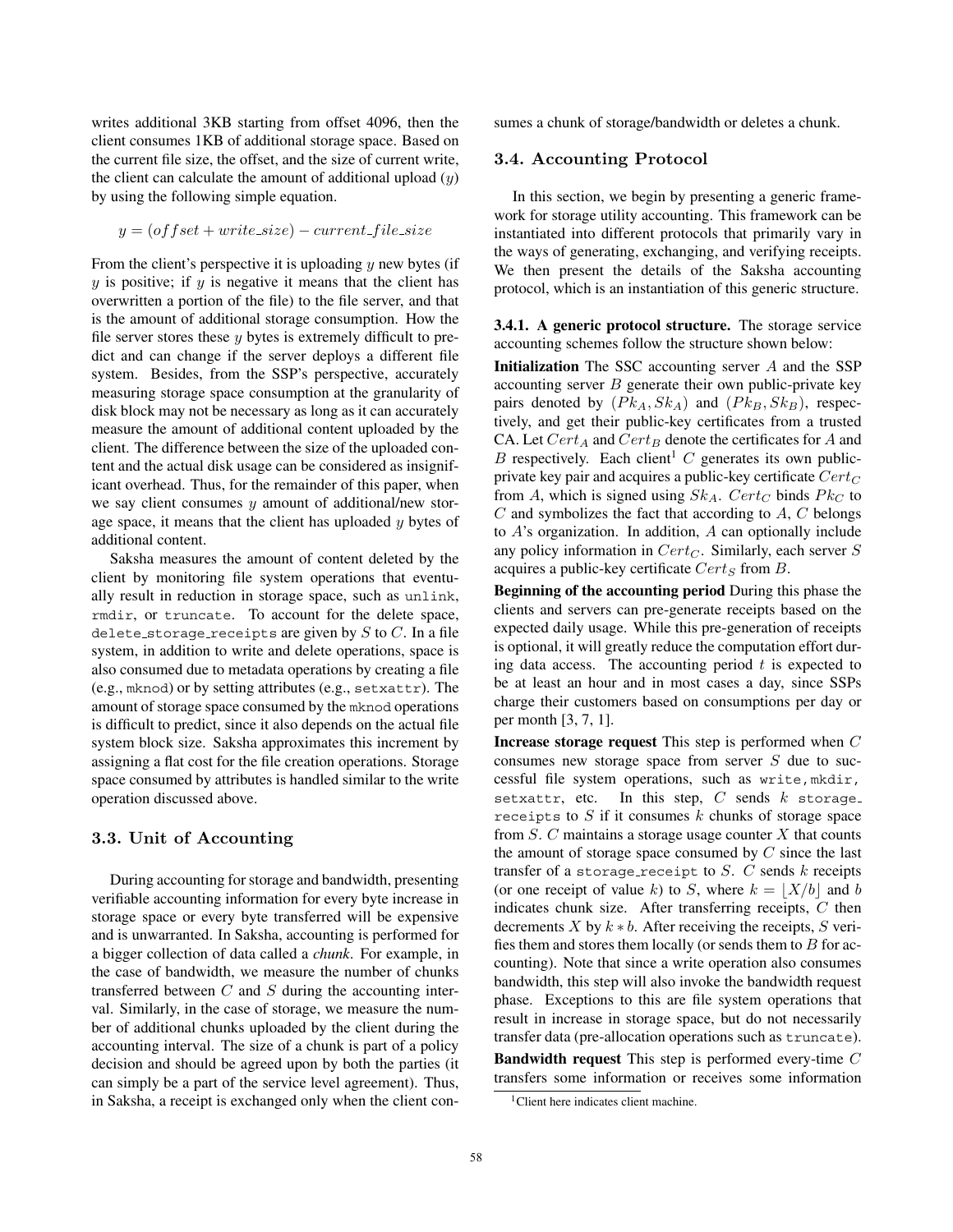writes additional 3KB starting from offset 4096, then the client consumes 1KB of additional storage space. Based on the current file size, the offset, and the size of current write, the client can calculate the amount of additional upload ($y$) by using the following simple equation.

$$y = (offset + write\_size) - current\_file\_size$$

From the client's perspective it is uploading $y$ new bytes (if $y$ is positive; if $y$ is negative it means that the client has overwritten a portion of the file) to the file server, and that is the amount of additional storage consumption. How the file server stores these $y$ bytes is extremely difficult to predict and can change if the server deploys a different file system. Besides, from the SSP's perspective, accurately measuring storage space consumption at the granularity of disk block may not be necessary as long as it can accurately measure the amount of additional content uploaded by the client. The difference between the size of the uploaded content and the actual disk usage can be considered as insignificant overhead. Thus, for the remainder of this paper, when we say client consumes $y$ amount of additional/new storage space, it means that the client has uploaded $y$ bytes of additional content.

Saksha measures the amount of content deleted by the client by monitoring file system operations that eventually result in reduction in storage space, such as `unlink`, `rmdir`, or `truncate`. To account for the delete space, `delete_storage_receipts` are given by $S$ to $C$. In a file system, in addition to write and delete operations, space is also consumed due to metadata operations by creating a file (e.g., `mknod`) or by setting attributes (e.g., `setxattr`). The amount of storage space consumed by the `mknod` operations is difficult to predict, since it also depends on the actual file system block size. Saksha approximates this increment by assigning a flat cost for the file creation operations. Storage space consumed by attributes is handled similar to the write operation discussed above.

### 3.3. Unit of Accounting

During accounting for storage and bandwidth, presenting verifiable accounting information for every byte increase in storage space or every byte transferred will be expensive and is unwarranted. In Saksha, accounting is performed for a bigger collection of data called a *chunk*. For example, in the case of bandwidth, we measure the number of chunks transferred between $C$ and $S$ during the accounting interval. Similarly, in the case of storage, we measure the number of additional chunks uploaded by the client during the accounting interval. The size of a chunk is part of a policy decision and should be agreed upon by both the parties (it can simply be a part of the service level agreement). Thus, in Saksha, a receipt is exchanged only when the client consumes a chunk of storage/bandwidth or deletes a chunk.

### 3.4. Accounting Protocol

In this section, we begin by presenting a generic framework for storage utility accounting. This framework can be instantiated into different protocols that primarily vary in the ways of generating, exchanging, and verifying receipts. We then present the details of the Saksha accounting protocol, which is an instantiation of this generic structure.

**3.4.1. A generic protocol structure.** The storage service accounting schemes follow the structure shown below:

**Initialization** The SSC accounting server $A$ and the SSP accounting server $B$ generate their own public-private key pairs denoted by $(Pk_A, Sk_A)$ and $(Pk_B, Sk_B)$, respectively, and get their public-key certificates from a trusted CA. Let $Cert_A$ and $Cert_B$ denote the certificates for $A$ and $B$ respectively. Each client[1] $C$ generates its own public-private key pair and acquires a public-key certificate $Cert_C$ from $A$, which is signed using $Sk_A$. $Cert_C$ binds $Pk_C$ to $C$ and symbolizes the fact that according to $A$, $C$ belongs to $A$'s organization. In addition, $A$ can optionally include any policy information in $Cert_C$. Similarly, each server $S$ acquires a public-key certificate $Cert_S$ from $B$.

**Beginning of the accounting period** During this phase the clients and servers can pre-generate receipts based on the expected daily usage. While this pre-generation of receipts is optional, it will greatly reduce the computation effort during data access. The accounting period $t$ is expected to be at least an hour and in most cases a day, since SSPs charge their customers based on consumptions per day or per month [3, 7, 1].

**Increase storage request** This step is performed when $C$ consumes new storage space from server $S$ due to successful file system operations, such as `write`, `mkdir`, `setxattr`, etc. In this step, $C$ sends $k$ `storage_receipts` to $S$ if it consumes $k$ chunks of storage space from $S$. $C$ maintains a storage usage counter $X$ that counts the amount of storage space consumed by $C$ since the last transfer of a `storage_receipt` to $S$. $C$ sends $k$ receipts (or one receipt of value $k$) to $S$, where $k = \lfloor X/b \rfloor$ and $b$ indicates chunk size. After transferring receipts, $C$ then decrements $X$ by $k * b$. After receiving the receipts, $S$ verifies them and stores them locally (or sends them to $B$ for accounting). Note that since a write operation also consumes bandwidth, this step will also invoke the bandwidth request phase. Exceptions to this are file system operations that result in increase in storage space, but do not necessarily transfer data (pre-allocation operations such as `truncate`).

**Bandwidth request** This step is performed every-time $C$ transfers some information or receives some information

[1] Client here indicates client machine.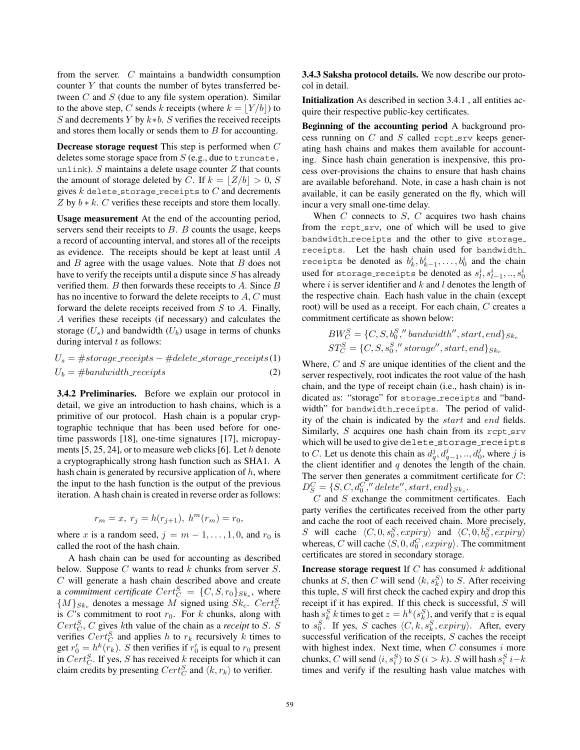from the server. $C$ maintains a bandwidth consumption counter $Y$ that counts the number of bytes transferred between $C$ and $S$ (due to any file system operation). Similar to the above step, $C$ sends $k$ receipts (where $k = \lfloor Y/b \rfloor$) to $S$ and decrements $Y$ by $k*b$. $S$ verifies the received receipts and stores them locally or sends them to $B$ for accounting.

**Decrease storage request** This step is performed when $C$ deletes some storage space from $S$ (e.g., due to `truncate`, `unlink`). $S$ maintains a delete usage counter $Z$ that counts the amount of storage deleted by $C$. If $k = \lfloor Z/b \rfloor > 0$, $S$ gives $k$ `delete_storage_receipts` to $C$ and decrements $Z$ by $b * k$. $C$ verifies these receipts and store them locally.

**Usage measurement** At the end of the accounting period, servers send their receipts to $B$. $B$ counts the usage, keeps a record of accounting interval, and stores all of the receipts as evidence. The receipts should be kept at least until $A$ and $B$ agree with the usage values. Note that $B$ does not have to verify the receipts until a dispute since $S$ has already verified them. $B$ then forwards these receipts to $A$. Since $B$ has no incentive to forward the delete receipts to $A$, $C$ must forward the delete receipts received from $S$ to $A$. Finally, $A$ verifies these receipts (if necessary) and calculates the storage ($U_s$) and bandwidth ($U_b$) usage in terms of chunks during interval $t$ as follows:

$$U_s = \#storage\_receipts - \#delete\_storage\_receipts \quad (1)$$

$$U_b = \#bandwidth\_receipts \quad (2)$$

**3.4.2 Preliminaries.** Before we explain our protocol in detail, we give an introduction to hash chains, which is a primitive of our protocol. Hash chain is a popular cryptographic technique that has been used before for one-time passwords [18], one-time signatures [17], micropayments [5, 25, 24], or to measure web clicks [6]. Let $h$ denote a cryptographically strong hash function such as SHA1. A hash chain is generated by recursive application of $h$, where the input to the hash function is the output of the previous iteration. A hash chain is created in reverse order as follows:

$$r_m = x,\ r_j = h(r_{j+1}),\ h^m(r_m) = r_0,$$

where $x$ is a random seed, $j = m-1, \ldots, 1, 0$, and $r_0$ is called the root of the hash chain.

A hash chain can be used for accounting as described below. Suppose $C$ wants to read $k$ chunks from server $S$. $C$ will generate a hash chain described above and create a ***commitment certificate*** $Cert^S_C = \{C, S, r_0\}_{Sk_c}$, where $\{M\}_{Sk_c}$ denotes a message $M$ signed using $Sk_c$. $Cert^S_C$ is $C$'s commitment to root $r_0$. For $k$ chunks, along with $Cert^S_C$, $C$ gives $k$th value of the chain as a ***receipt*** to $S$. $S$ verifies $Cert^S_C$ and applies $h$ to $r_k$ recursively $k$ times to get $r'_0 = h^k(r_k)$. $S$ then verifies if $r'_0$ is equal to $r_0$ present in $Cert^S_C$. If yes, $S$ has received $k$ receipts for which it can claim credits by presenting $Cert^S_C$ and $\langle k, r_k \rangle$ to verifier.

**3.4.3 Saksha protocol details.** We now describe our protocol in detail.

**Initialization** As described in section 3.4.1 , all entities acquire their respective public-key certificates.

**Beginning of the accounting period** A background process running on $C$ and $S$ called `rcpt_srv` keeps generating hash chains and makes them available for accounting. Since hash chain generation is inexpensive, this process over-provisions the chains to ensure that hash chains are available beforehand. Note, in case a hash chain is not available, it can be easily generated on the fly, which will incur a very small one-time delay.

When $C$ connects to $S$, $C$ acquires two hash chains from the `rcpt_srv`, one of which will be used to give `bandwidth_receipts` and the other to give `storage_receipts`. Let the hash chain used for `bandwidth_receipts` be denoted as $b^i_k, b^i_{k-1}, \ldots, b^i_0$ and the chain used for `storage_receipts` be denoted as $s^i_l, s^i_{l-1}, .., s^i_0$ where $i$ is server identifier and $k$ and $l$ denotes the length of the respective chain. Each hash value in the chain (except root) will be used as a receipt. For each chain, $C$ creates a commitment certificate as shown below:

$$BW^S_C = \{C, S, b^S_0, "bandwidth", start, end\}_{Sk_c}$$
$$ST^S_C = \{C, S, s^S_0, "storage", start, end\}_{Sk_c}$$

Where, $C$ and $S$ are unique identities of the client and the server respectively, root indicates the root value of the hash chain, and the type of receipt chain (i.e., hash chain) is indicated as: "storage" for `storage_receipts` and "bandwidth" for `bandwidth_receipts`. The period of validity of the chain is indicated by the $start$ and $end$ fields. Similarly, $S$ acquires one hash chain from its `rcpt_srv` which will be used to give `delete_storage_receipts` to $C$. Let us denote this chain as $d^j_q, d^j_{q-1}, .., d^j_0$, where $j$ is the client identifier and $q$ denotes the length of the chain. The server then generates a commitment certificate for $C$: $D^C_S = \{S, C, d^C_0, "delete", start, end\}_{Sk_s}$.

$C$ and $S$ exchange the commitment certificates. Each party verifies the certificates received from the other party and cache the root of each received chain. More precisely, $S$ will cache $\langle C, 0, s^S_0, expiry \rangle$ and $\langle C, 0, b^S_0, expiry \rangle$ whereas, $C$ will cache $\langle S, 0, d^C_0, expiry \rangle$. The commitment certificates are stored in secondary storage.

**Increase storage request** If $C$ has consumed $k$ additional chunks at $S$, then $C$ will send $\langle k, s^S_k \rangle$ to $S$. After receiving this tuple, $S$ will first check the cached expiry and drop this receipt if it has expired. If this check is successful, $S$ will hash $s^S_k$ $k$ times to get $z = h^k(s^S_k)$, and verify that $z$ is equal to $s^S_0$. If yes, $S$ caches $\langle C, k, s^S_k, expiry \rangle$. After, every successful verification of the receipts, $S$ caches the receipt with highest index. Next time, when $C$ consumes $i$ more chunks, $C$ will send $\langle i, s^S_i \rangle$ to $S$ ($i > k$). $S$ will hash $s^S_i$ $i-k$ times and verify if the resulting hash value matches with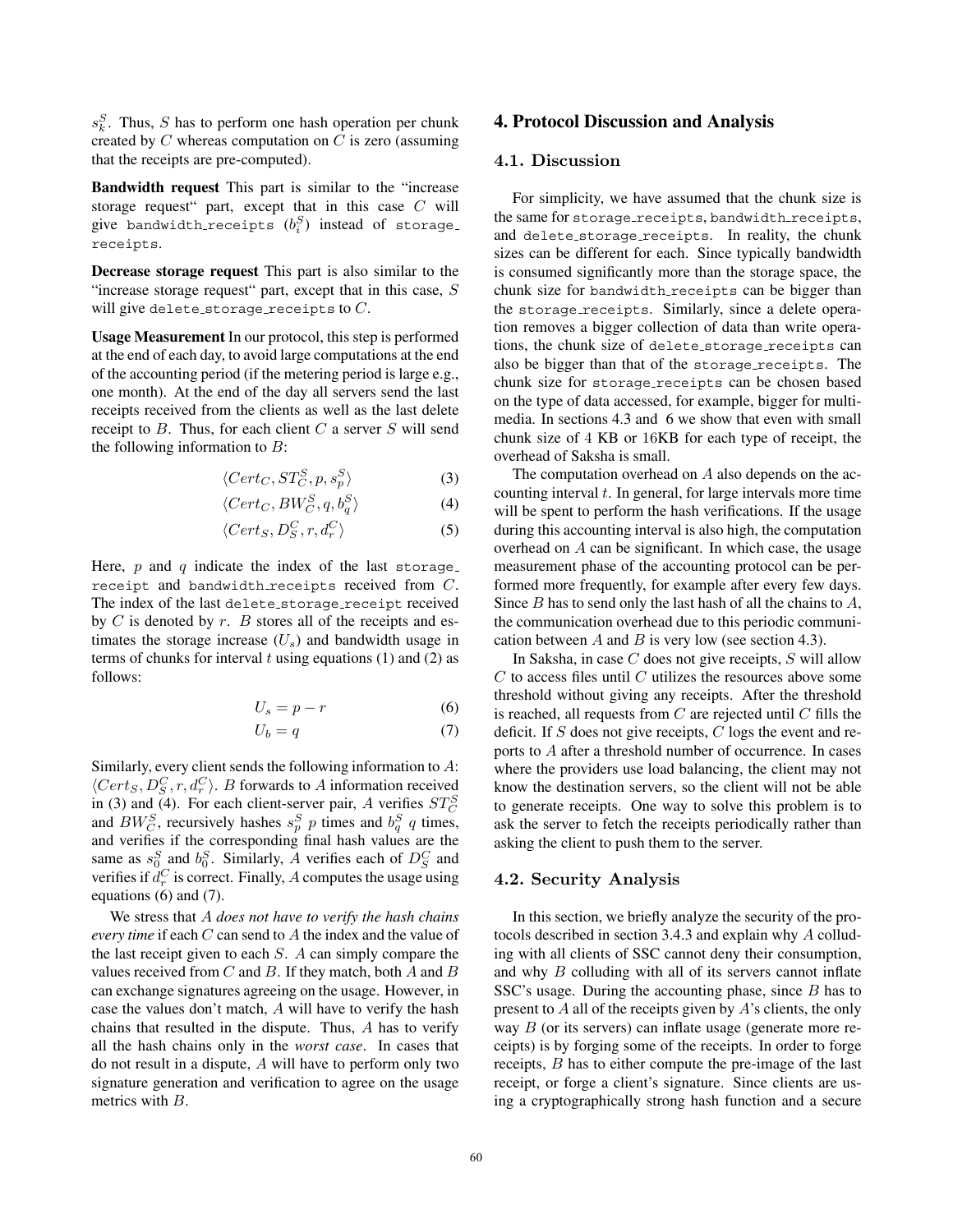$s_k^S$. Thus, $S$ has to perform one hash operation per chunk created by $C$ whereas computation on $C$ is zero (assuming that the receipts are pre-computed).

**Bandwidth request** This part is similar to the "increase storage request" part, except that in this case $C$ will give `bandwidth_receipts` ($b_i^S$) instead of `storage_receipts`.

**Decrease storage request** This part is also similar to the "increase storage request" part, except that in this case, $S$ will give `delete_storage_receipts` to $C$.

**Usage Measurement** In our protocol, this step is performed at the end of each day, to avoid large computations at the end of the accounting period (if the metering period is large e.g., one month). At the end of the day all servers send the last receipts received from the clients as well as the last delete receipt to $B$. Thus, for each client $C$ a server $S$ will send the following information to $B$:

$$\langle Cert_C, ST_C^S, p, s_p^S \rangle \tag{3}$$

$$\langle Cert_C, BW_C^S, q, b_q^S \rangle \tag{4}$$

$$\langle Cert_S, D_S^C, r, d_r^C \rangle \tag{5}$$

Here, $p$ and $q$ indicate the index of the last `storage_receipt` and `bandwidth_receipts` received from $C$. The index of the last `delete_storage_receipt` received by $C$ is denoted by $r$. $B$ stores all of the receipts and estimates the storage increase ($U_s$) and bandwidth usage in terms of chunks for interval $t$ using equations (1) and (2) as follows:

$$U_s = p - r \tag{6}$$

$$U_b = q \tag{7}$$

Similarly, every client sends the following information to $A$: $\langle Cert_S, D_S^C, r, d_r^C \rangle$. $B$ forwards to $A$ information received in (3) and (4). For each client-server pair, $A$ verifies $ST_C^S$ and $BW_C^S$, recursively hashes $s_p^S$ $p$ times and $b_q^S$ $q$ times, and verifies if the corresponding final hash values are the same as $s_0^S$ and $b_0^S$. Similarly, $A$ verifies each of $D_S^C$ and verifies if $d_r^C$ is correct. Finally, $A$ computes the usage using equations (6) and (7).

We stress that $A$ *does not have to verify the hash chains every time* if each $C$ can send to $A$ the index and the value of the last receipt given to each $S$. $A$ can simply compare the values received from $C$ and $B$. If they match, both $A$ and $B$ can exchange signatures agreeing on the usage. However, in case the values don't match, $A$ will have to verify the hash chains that resulted in the dispute. Thus, $A$ has to verify all the hash chains only in the *worst case*. In cases that do not result in a dispute, $A$ will have to perform only two signature generation and verification to agree on the usage metrics with $B$.

## 4. Protocol Discussion and Analysis

### 4.1. Discussion

For simplicity, we have assumed that the chunk size is the same for `storage_receipts`, `bandwidth_receipts`, and `delete_storage_receipts`. In reality, the chunk sizes can be different for each. Since typically bandwidth is consumed significantly more than the storage space, the chunk size for `bandwidth_receipts` can be bigger than the `storage_receipts`. Similarly, since a delete operation removes a bigger collection of data than write operations, the chunk size of `delete_storage_receipts` can also be bigger than that of the `storage_receipts`. The chunk size for `storage_receipts` can be chosen based on the type of data accessed, for example, bigger for multimedia. In sections 4.3 and 6 we show that even with small chunk size of 4 KB or 16KB for each type of receipt, the overhead of Saksha is small.

The computation overhead on $A$ also depends on the accounting interval $t$. In general, for large intervals more time will be spent to perform the hash verifications. If the usage during this accounting interval is also high, the computation overhead on $A$ can be significant. In which case, the usage measurement phase of the accounting protocol can be performed more frequently, for example after every few days. Since $B$ has to send only the last hash of all the chains to $A$, the communication overhead due to this periodic communication between $A$ and $B$ is very low (see section 4.3).

In Saksha, in case $C$ does not give receipts, $S$ will allow $C$ to access files until $C$ utilizes the resources above some threshold without giving any receipts. After the threshold is reached, all requests from $C$ are rejected until $C$ fills the deficit. If $S$ does not give receipts, $C$ logs the event and reports to $A$ after a threshold number of occurrence. In cases where the providers use load balancing, the client may not know the destination servers, so the client will not be able to generate receipts. One way to solve this problem is to ask the server to fetch the receipts periodically rather than asking the client to push them to the server.

### 4.2. Security Analysis

In this section, we briefly analyze the security of the protocols described in section 3.4.3 and explain why $A$ colluding with all clients of SSC cannot deny their consumption, and why $B$ colluding with all of its servers cannot inflate SSC's usage. During the accounting phase, since $B$ has to present to $A$ all of the receipts given by $A$'s clients, the only way $B$ (or its servers) can inflate usage (generate more receipts) is by forging some of the receipts. In order to forge receipts, $B$ has to either compute the pre-image of the last receipt, or forge a client's signature. Since clients are using a cryptographically strong hash function and a secure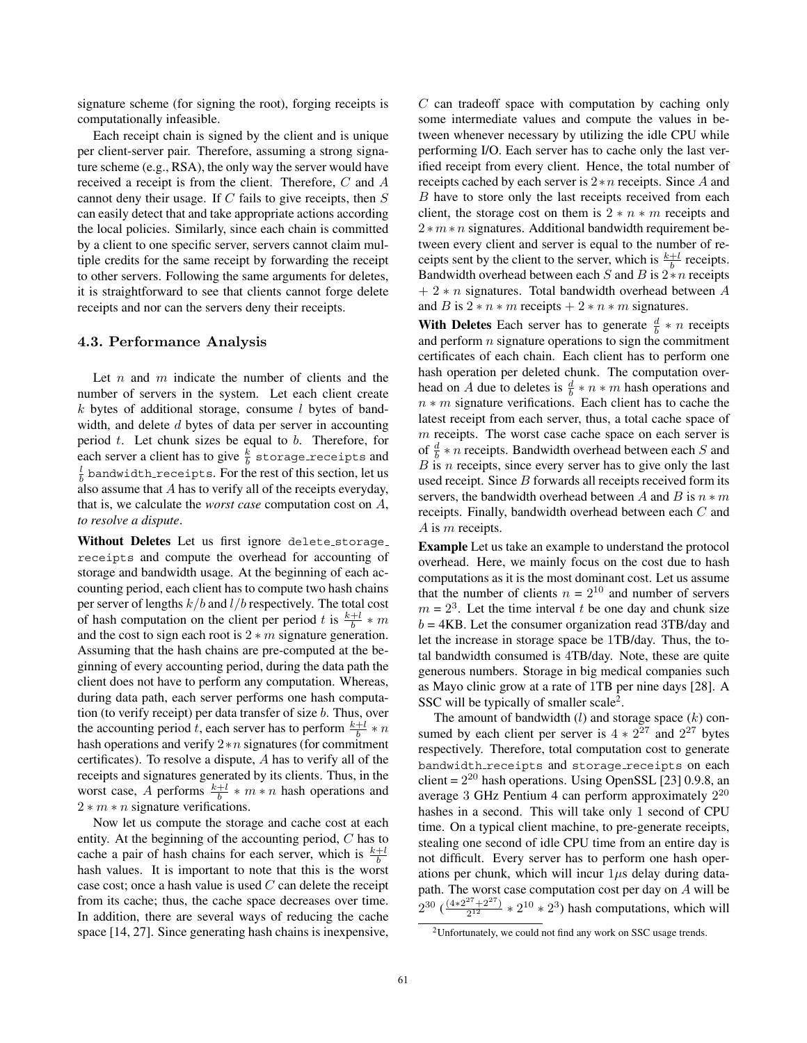signature scheme (for signing the root), forging receipts is computationally infeasible.

Each receipt chain is signed by the client and is unique per client-server pair. Therefore, assuming a strong signature scheme (e.g., RSA), the only way the server would have received a receipt is from the client. Therefore, $C$ and $A$ cannot deny their usage. If $C$ fails to give receipts, then $S$ can easily detect that and take appropriate actions according the local policies. Similarly, since each chain is committed by a client to one specific server, servers cannot claim multiple credits for the same receipt by forwarding the receipt to other servers. Following the same arguments for deletes, it is straightforward to see that clients cannot forge delete receipts and nor can the servers deny their receipts.

### 4.3. Performance Analysis

Let $n$ and $m$ indicate the number of clients and the number of servers in the system. Let each client create $k$ bytes of additional storage, consume $l$ bytes of bandwidth, and delete $d$ bytes of data per server in accounting period $t$. Let chunk sizes be equal to $b$. Therefore, for each server a client has to give $\frac{k}{b}$ storage_receipts and $\frac{l}{b}$ bandwidth_receipts. For the rest of this section, let us also assume that $A$ has to verify all of the receipts everyday, that is, we calculate the *worst case* computation cost on $A$, *to resolve a dispute*.

**Without Deletes** Let us first ignore delete_storage_receipts and compute the overhead for accounting of storage and bandwidth usage. At the beginning of each accounting period, each client has to compute two hash chains per server of lengths $k/b$ and $l/b$ respectively. The total cost of hash computation on the client per period $t$ is $\frac{k+l}{b} * m$ and the cost to sign each root is $2 * m$ signature generation. Assuming that the hash chains are pre-computed at the beginning of every accounting period, during the data path the client does not have to perform any computation. Whereas, during data path, each server performs one hash computation (to verify receipt) per data transfer of size $b$. Thus, over the accounting period $t$, each server has to perform $\frac{k+l}{b} * n$ hash operations and verify $2*n$ signatures (for commitment certificates). To resolve a dispute, $A$ has to verify all of the receipts and signatures generated by its clients. Thus, in the worst case, $A$ performs $\frac{k+l}{b} * m * n$ hash operations and $2 * m * n$ signature verifications.

Now let us compute the storage and cache cost at each entity. At the beginning of the accounting period, $C$ has to cache a pair of hash chains for each server, which is $\frac{k+l}{b}$ hash values. It is important to note that this is the worst case cost; once a hash value is used $C$ can delete the receipt from its cache; thus, the cache space decreases over time. In addition, there are several ways of reducing the cache space [14, 27]. Since generating hash chains is inexpensive, $C$ can tradeoff space with computation by caching only some intermediate values and compute the values in between whenever necessary by utilizing the idle CPU while performing I/O. Each server has to cache only the last verified receipt from every client. Hence, the total number of receipts cached by each server is $2*n$ receipts. Since $A$ and $B$ have to store only the last receipts received from each client, the storage cost on them is $2 * n * m$ receipts and $2*m*n$ signatures. Additional bandwidth requirement between every client and server is equal to the number of receipts sent by the client to the server, which is $\frac{k+l}{b}$ receipts. Bandwidth overhead between each $S$ and $B$ is $2*n$ receipts + $2 * n$ signatures. Total bandwidth overhead between $A$ and $B$ is $2 * n * m$ receipts + $2 * n * m$ signatures.

**With Deletes** Each server has to generate $\frac{d}{b} * n$ receipts and perform $n$ signature operations to sign the commitment certificates of each chain. Each client has to perform one hash operation per deleted chunk. The computation overhead on $A$ due to deletes is $\frac{d}{b} * n * m$ hash operations and $n * m$ signature verifications. Each client has to cache the latest receipt from each server, thus, a total cache space of $m$ receipts. The worst case cache space on each server is of $\frac{d}{b} * n$ receipts. Bandwidth overhead between each $S$ and $B$ is $n$ receipts, since every server has to give only the last used receipt. Since $B$ forwards all receipts received form its servers, the bandwidth overhead between $A$ and $B$ is $n * m$ receipts. Finally, bandwidth overhead between each $C$ and $A$ is $m$ receipts.

**Example** Let us take an example to understand the protocol overhead. Here, we mainly focus on the cost due to hash computations as it is the most dominant cost. Let us assume that the number of clients $n = 2^{10}$ and number of servers $m = 2^3$. Let the time interval $t$ be one day and chunk size $b$ = 4KB. Let the consumer organization read 3TB/day and let the increase in storage space be 1TB/day. Thus, the total bandwidth consumed is 4TB/day. Note, these are quite generous numbers. Storage in big medical companies such as Mayo clinic grow at a rate of 1TB per nine days [28]. A SSC will be typically of smaller scale[2].

The amount of bandwidth ($l$) and storage space ($k$) consumed by each client per server is $4 * 2^{27}$ and $2^{27}$ bytes respectively. Therefore, total computation cost to generate bandwidth_receipts and storage_receipts on each client = $2^{20}$ hash operations. Using OpenSSL [23] 0.9.8, an average 3 GHz Pentium 4 can perform approximately $2^{20}$ hashes in a second. This will take only 1 second of CPU time. On a typical client machine, to pre-generate receipts, stealing one second of idle CPU time from an entire day is not difficult. Every server has to perform one hash operations per chunk, which will incur $1\mu$s delay during datapath. The worst case computation cost per day on $A$ will be $2^{30}$ ($\frac{(4*2^{27}+2^{27})}{2^{12}} * 2^{10} * 2^3$) hash computations, which will

[2] Unfortunately, we could not find any work on SSC usage trends.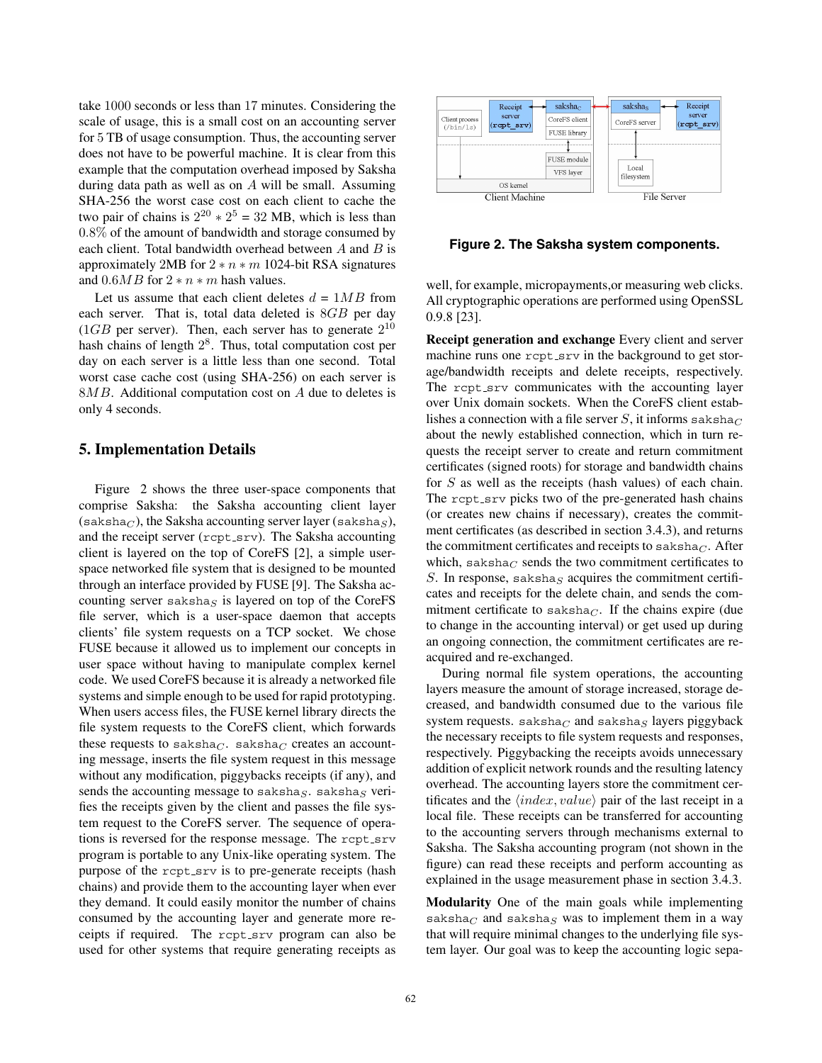take 1000 seconds or less than 17 minutes. Considering the scale of usage, this is a small cost on an accounting server for 5 TB of usage consumption. Thus, the accounting server does not have to be powerful machine. It is clear from this example that the computation overhead imposed by Saksha during data path as well as on $A$ will be small. Assuming SHA-256 the worst case cost on each client to cache the two pair of chains is $2^{20} * 2^5$ = 32 MB, which is less than $0.8\%$ of the amount of bandwidth and storage consumed by each client. Total bandwidth overhead between $A$ and $B$ is approximately 2MB for $2 * n * m$ 1024-bit RSA signatures and $0.6MB$ for $2 * n * m$ hash values.

Let us assume that each client deletes $d$ = $1MB$ from each server. That is, total data deleted is $8GB$ per day ($1GB$ per server). Then, each server has to generate $2^{10}$ hash chains of length $2^8$. Thus, total computation cost per day on each server is a little less than one second. Total worst case cache cost (using SHA-256) on each server is $8MB$. Additional computation cost on $A$ due to deletes is only 4 seconds.

## 5. Implementation Details

Figure 2 shows the three user-space components that comprise Saksha: the Saksha accounting client layer ($\texttt{saksha}_C$), the Saksha accounting server layer ($\texttt{saksha}_S$), and the receipt server (rcpt_srv). The Saksha accounting client is layered on the top of CoreFS [2], a simple user-space networked file system that is designed to be mounted through an interface provided by FUSE [9]. The Saksha accounting server $\texttt{saksha}_S$ is layered on top of the CoreFS file server, which is a user-space daemon that accepts clients' file system requests on a TCP socket. We chose FUSE because it allowed us to implement our concepts in user space without having to manipulate complex kernel code. We used CoreFS because it is already a networked file systems and simple enough to be used for rapid prototyping. When users access files, the FUSE kernel library directs the file system requests to the CoreFS client, which forwards these requests to $\texttt{saksha}_C$. $\texttt{saksha}_C$ creates an accounting message, inserts the file system request in this message without any modification, piggybacks receipts (if any), and sends the accounting message to $\texttt{saksha}_S$. $\texttt{saksha}_S$ verifies the receipts given by the client and passes the file system request to the CoreFS server. The sequence of operations is reversed for the response message. The rcpt_srv program is portable to any Unix-like operating system. The purpose of the rcpt_srv is to pre-generate receipts (hash chains) and provide them to the accounting layer when ever they demand. It could easily monitor the number of chains consumed by the accounting layer and generate more receipts if required. The rcpt_srv program can also be used for other systems that require generating receipts as well, for example, micropayments,or measuring web clicks. All cryptographic operations are performed using OpenSSL 0.9.8 [23].

**Figure 2. The Saksha system components.**

**Receipt generation and exchange** Every client and server machine runs one rcpt_srv in the background to get storage/bandwidth receipts and delete receipts, respectively. The rcpt_srv communicates with the accounting layer over Unix domain sockets. When the CoreFS client establishes a connection with a file server $S$, it informs $\texttt{saksha}_C$ about the newly established connection, which in turn requests the receipt server to create and return commitment certificates (signed roots) for storage and bandwidth chains for $S$ as well as the receipts (hash values) of each chain. The rcpt_srv picks two of the pre-generated hash chains (or creates new chains if necessary), creates the commitment certificates (as described in section 3.4.3), and returns the commitment certificates and receipts to $\texttt{saksha}_C$. After which, $\texttt{saksha}_C$ sends the two commitment certificates to $S$. In response, $\texttt{saksha}_S$ acquires the commitment certificates and receipts for the delete chain, and sends the commitment certificate to $\texttt{saksha}_C$. If the chains expire (due to change in the accounting interval) or get used up during an ongoing connection, the commitment certificates are reacquired and re-exchanged.

During normal file system operations, the accounting layers measure the amount of storage increased, storage decreased, and bandwidth consumed due to the various file system requests. $\texttt{saksha}_C$ and $\texttt{saksha}_S$ layers piggyback the necessary receipts to file system requests and responses, respectively. Piggybacking the receipts avoids unnecessary addition of explicit network rounds and the resulting latency overhead. The accounting layers store the commitment certificates and the $\langle index, value \rangle$ pair of the last receipt in a local file. These receipts can be transferred for accounting to the accounting servers through mechanisms external to Saksha. The Saksha accounting program (not shown in the figure) can read these receipts and perform accounting as explained in the usage measurement phase in section 3.4.3.

**Modularity** One of the main goals while implementing $\texttt{saksha}_C$ and $\texttt{saksha}_S$ was to implement them in a way that will require minimal changes to the underlying file system layer. Our goal was to keep the accounting logic sepa-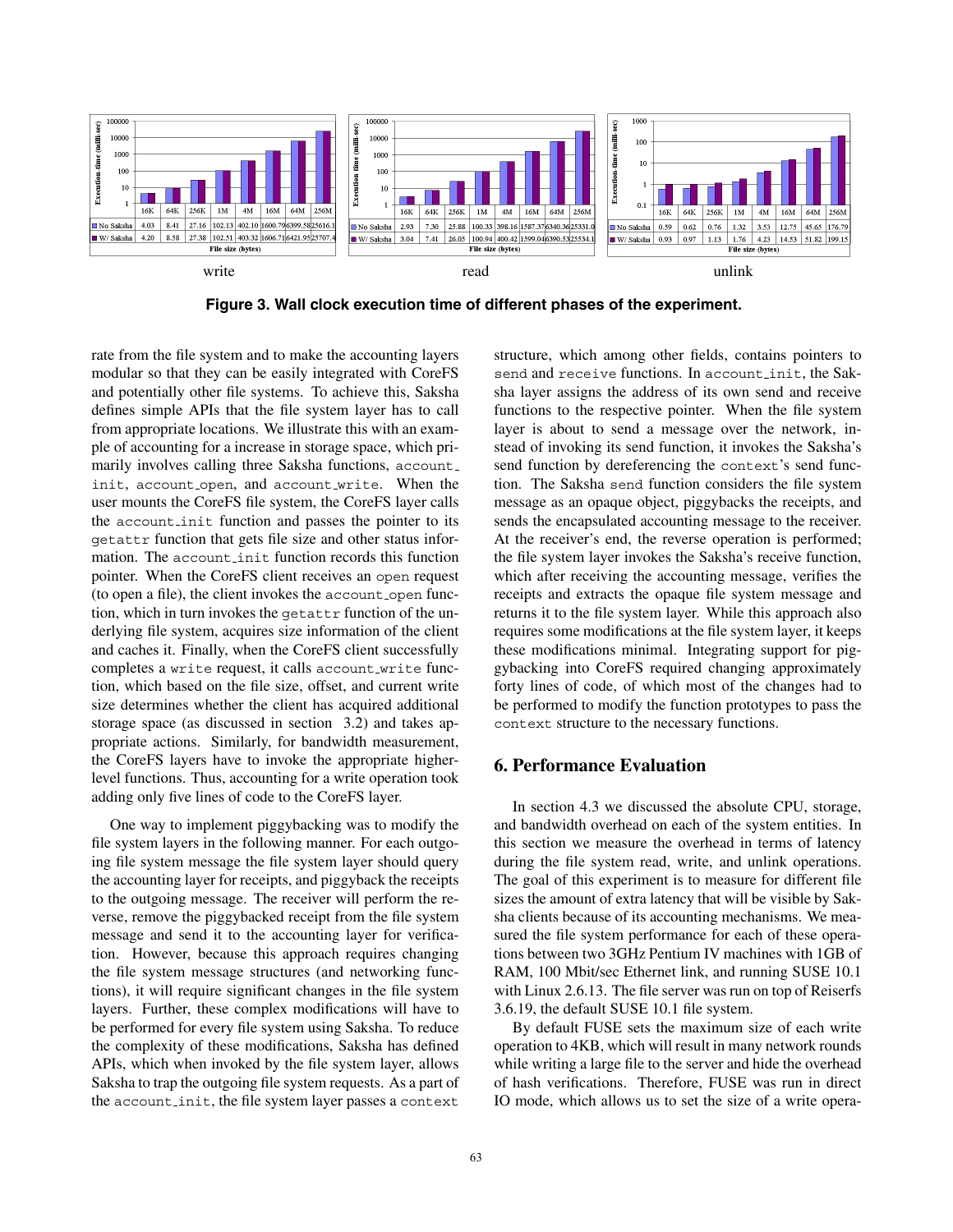Execution time (milli sec)

100000
10000
1000
100
10
1

File size (bytes)

16K 64K 256K 1M 4M 16M 64M 256M

No Saksha 4.03 8.41 27.16 102.13 402.10 1600.79 6399.58 25616.1

W/ Saksha 4.20 8.58 27.38 102.51 403.32 1606.71 6421.95 25707.4

write

Execution time (milli sec)

100000
10000
1000
100
10
1

File size (bytes)

16K 64K 256K 1M 4M 16M 64M 256M

No Saksha 2.93 7.30 25.88 100.33 398.16 1587.37 6340.36 25331.0

W/ Saksha 3.04 7.41 26.05 100.94 400.42 1599.04 6390.53 25534.1

read

Execution time (milli sec)

1000
100
10
1
0.1

File size (bytes)

16K 64K 256K 1M 4M 16M 64M 256M

No Saksha 0.59 0.62 0.76 1.32 3.53 12.75 45.65 176.79

W/ Saksha 0.93 0.97 1.13 1.76 4.23 14.53 51.82 199.15

unlink

**Figure 3. Wall clock execution time of different phases of the experiment.**

rate from the file system and to make the accounting layers modular so that they can be easily integrated with CoreFS and potentially other file systems. To achieve this, Saksha defines simple APIs that the file system layer has to call from appropriate locations. We illustrate this with an example of accounting for a increase in storage space, which primarily involves calling three Saksha functions, `account_init`, `account_open`, and `account_write`. When the user mounts the CoreFS file system, the CoreFS layer calls the `account_init` function and passes the pointer to its `getattr` function that gets file size and other status information. The `account_init` function records this function pointer. When the CoreFS client receives an `open` request (to open a file), the client invokes the `account_open` function, which in turn invokes the `getattr` function of the underlying file system, acquires size information of the client and caches it. Finally, when the CoreFS client successfully completes a `write` request, it calls `account_write` function, which based on the file size, offset, and current write size determines whether the client has acquired additional storage space (as discussed in section 3.2) and takes appropriate actions. Similarly, for bandwidth measurement, the CoreFS layers have to invoke the appropriate higher-level functions. Thus, accounting for a write operation took adding only five lines of code to the CoreFS layer.

One way to implement piggybacking was to modify the file system layers in the following manner. For each outgoing file system message the file system layer should query the accounting layer for receipts, and piggyback the receipts to the outgoing message. The receiver will perform the reverse, remove the piggybacked receipt from the file system message and send it to the accounting layer for verification. However, because this approach requires changing the file system message structures (and networking functions), it will require significant changes in the file system layers. Further, these complex modifications will have to be performed for every file system using Saksha. To reduce the complexity of these modifications, Saksha has defined APIs, which when invoked by the file system layer, allows Saksha to trap the outgoing file system requests. As a part of the `account_init`, the file system layer passes a `context` structure, which among other fields, contains pointers to `send` and `receive` functions. In `account_init`, the Saksha layer assigns the address of its own send and receive functions to the respective pointer. When the file system layer is about to send a message over the network, instead of invoking its send function, it invokes the Saksha's send function by dereferencing the `context`'s send function. The Saksha `send` function considers the file system message as an opaque object, piggybacks the receipts, and sends the encapsulated accounting message to the receiver. At the receiver's end, the reverse operation is performed; the file system layer invokes the Saksha's receive function, which after receiving the accounting message, verifies the receipts and extracts the opaque file system message and returns it to the file system layer. While this approach also requires some modifications at the file system layer, it keeps these modifications minimal. Integrating support for piggybacking into CoreFS required changing approximately forty lines of code, of which most of the changes had to be performed to modify the function prototypes to pass the `context` structure to the necessary functions.

## 6. Performance Evaluation

In section 4.3 we discussed the absolute CPU, storage, and bandwidth overhead on each of the system entities. In this section we measure the overhead in terms of latency during the file system read, write, and unlink operations. The goal of this experiment is to measure for different file sizes the amount of extra latency that will be visible by Saksha clients because of its accounting mechanisms. We measured the file system performance for each of these operations between two 3GHz Pentium IV machines with 1GB of RAM, 100 Mbit/sec Ethernet link, and running SUSE 10.1 with Linux 2.6.13. The file server was run on top of Reiserfs 3.6.19, the default SUSE 10.1 file system.

By default FUSE sets the maximum size of each write operation to 4KB, which will result in many network rounds while writing a large file to the server and hide the overhead of hash verifications. Therefore, FUSE was run in direct IO mode, which allows us to set the size of a write opera-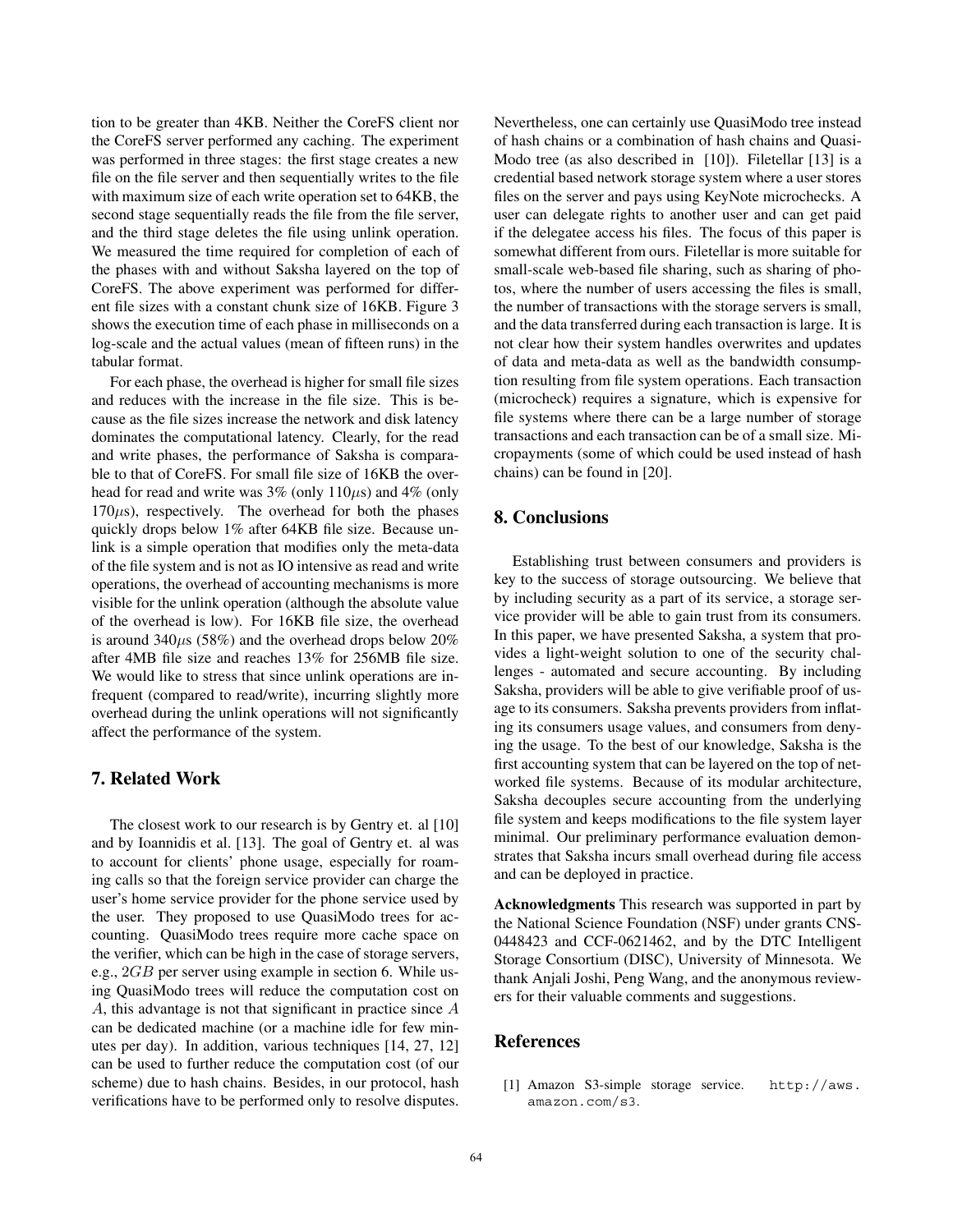tion to be greater than 4KB. Neither the CoreFS client nor the CoreFS server performed any caching. The experiment was performed in three stages: the first stage creates a new file on the file server and then sequentially writes to the file with maximum size of each write operation set to 64KB, the second stage sequentially reads the file from the file server, and the third stage deletes the file using unlink operation. We measured the time required for completion of each of the phases with and without Saksha layered on the top of CoreFS. The above experiment was performed for different file sizes with a constant chunk size of 16KB. Figure 3 shows the execution time of each phase in milliseconds on a log-scale and the actual values (mean of fifteen runs) in the tabular format.

For each phase, the overhead is higher for small file sizes and reduces with the increase in the file size. This is because as the file sizes increase the network and disk latency dominates the computational latency. Clearly, for the read and write phases, the performance of Saksha is comparable to that of CoreFS. For small file size of 16KB the overhead for read and write was 3% (only $110\mu$s) and 4% (only $170\mu$s), respectively. The overhead for both the phases quickly drops below 1% after 64KB file size. Because unlink is a simple operation that modifies only the meta-data of the file system and is not as IO intensive as read and write operations, the overhead of accounting mechanisms is more visible for the unlink operation (although the absolute value of the overhead is low). For 16KB file size, the overhead is around $340\mu$s (58%) and the overhead drops below 20% after 4MB file size and reaches 13% for 256MB file size. We would like to stress that since unlink operations are infrequent (compared to read/write), incurring slightly more overhead during the unlink operations will not significantly affect the performance of the system.

## 7. Related Work

The closest work to our research is by Gentry et. al [10] and by Ioannidis et al. [13]. The goal of Gentry et. al was to account for clients' phone usage, especially for roaming calls so that the foreign service provider can charge the user's home service provider for the phone service used by the user. They proposed to use QuasiModo trees for accounting. QuasiModo trees require more cache space on the verifier, which can be high in the case of storage servers, e.g., $2GB$ per server using example in section 6. While using QuasiModo trees will reduce the computation cost on $A$, this advantage is not that significant in practice since $A$ can be dedicated machine (or a machine idle for few minutes per day). In addition, various techniques [14, 27, 12] can be used to further reduce the computation cost (of our scheme) due to hash chains. Besides, in our protocol, hash verifications have to be performed only to resolve disputes. Nevertheless, one can certainly use QuasiModo tree instead of hash chains or a combination of hash chains and QuasiModo tree (as also described in [10]). Filetellar [13] is a credential based network storage system where a user stores files on the server and pays using KeyNote microchecks. A user can delegate rights to another user and can get paid if the delegatee access his files. The focus of this paper is somewhat different from ours. Filetellar is more suitable for small-scale web-based file sharing, such as sharing of photos, where the number of users accessing the files is small, the number of transactions with the storage servers is small, and the data transferred during each transaction is large. It is not clear how their system handles overwrites and updates of data and meta-data as well as the bandwidth consumption resulting from file system operations. Each transaction (microcheck) requires a signature, which is expensive for file systems where there can be a large number of storage transactions and each transaction can be of a small size. Micropayments (some of which could be used instead of hash chains) can be found in [20].

## 8. Conclusions

Establishing trust between consumers and providers is key to the success of storage outsourcing. We believe that by including security as a part of its service, a storage service provider will be able to gain trust from its consumers. In this paper, we have presented Saksha, a system that provides a light-weight solution to one of the security challenges - automated and secure accounting. By including Saksha, providers will be able to give verifiable proof of usage to its consumers. Saksha prevents providers from inflating its consumers usage values, and consumers from denying the usage. To the best of our knowledge, Saksha is the first accounting system that can be layered on the top of networked file systems. Because of its modular architecture, Saksha decouples secure accounting from the underlying file system and keeps modifications to the file system layer minimal. Our preliminary performance evaluation demonstrates that Saksha incurs small overhead during file access and can be deployed in practice.

**Acknowledgments** This research was supported in part by the National Science Foundation (NSF) under grants CNS-0448423 and CCF-0621462, and by the DTC Intelligent Storage Consortium (DISC), University of Minnesota. We thank Anjali Joshi, Peng Wang, and the anonymous reviewers for their valuable comments and suggestions.

## References

[1] Amazon S3-simple storage service. http://aws.amazon.com/s3.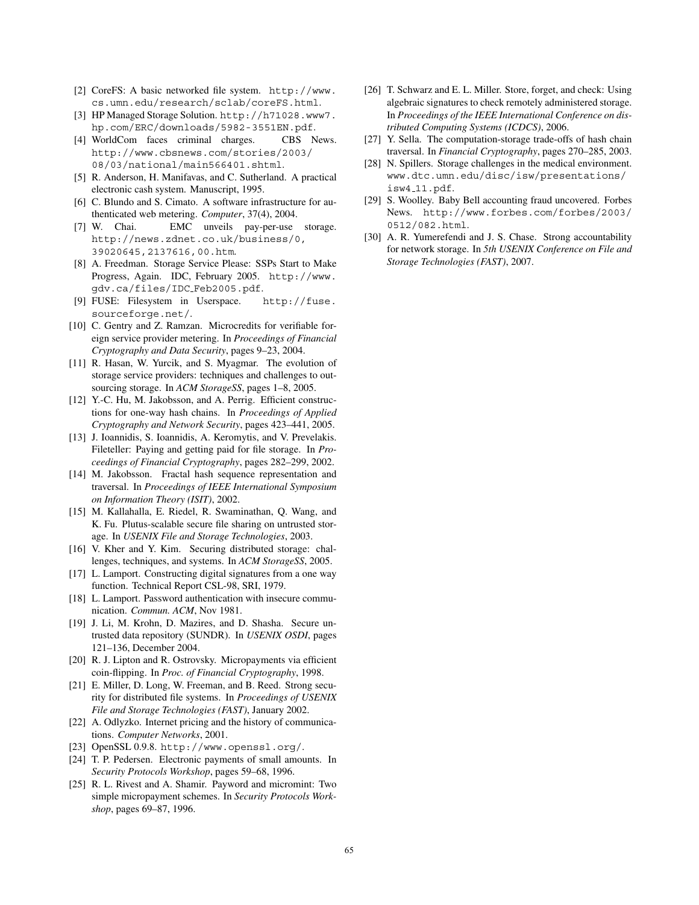[2] CoreFS: A basic networked file system. http://www.cs.umn.edu/research/sclab/coreFS.html.

[3] HP Managed Storage Solution. http://h71028.www7.hp.com/ERC/downloads/5982-3551EN.pdf.

[4] WorldCom faces criminal charges. CBS News. http://www.cbsnews.com/stories/2003/08/03/national/main566401.shtml.

[5] R. Anderson, H. Manifavas, and C. Sutherland. A practical electronic cash system. Manuscript, 1995.

[6] C. Blundo and S. Cimato. A software infrastructure for authenticated web metering. *Computer*, 37(4), 2004.

[7] W. Chai. EMC unveils pay-per-use storage. http://news.zdnet.co.uk/business/0,39020645,2137616,00.htm.

[8] A. Freedman. Storage Service Please: SSPs Start to Make Progress, Again. IDC, February 2005. http://www.gdv.ca/files/IDC_Feb2005.pdf.

[9] FUSE: Filesystem in Userspace. http://fuse.sourceforge.net/.

[10] C. Gentry and Z. Ramzan. Microcredits for verifiable foreign service provider metering. In *Proceedings of Financial Cryptography and Data Security*, pages 9–23, 2004.

[11] R. Hasan, W. Yurcik, and S. Myagmar. The evolution of storage service providers: techniques and challenges to outsourcing storage. In *ACM StorageSS*, pages 1–8, 2005.

[12] Y.-C. Hu, M. Jakobsson, and A. Perrig. Efficient constructions for one-way hash chains. In *Proceedings of Applied Cryptography and Network Security*, pages 423–441, 2005.

[13] J. Ioannidis, S. Ioannidis, A. Keromytis, and V. Prevelakis. Fileteller: Paying and getting paid for file storage. In *Proceedings of Financial Cryptography*, pages 282–299, 2002.

[14] M. Jakobsson. Fractal hash sequence representation and traversal. In *Proceedings of IEEE International Symposium on Information Theory (ISIT)*, 2002.

[15] M. Kallahalla, E. Riedel, R. Swaminathan, Q. Wang, and K. Fu. Plutus-scalable secure file sharing on untrusted storage. In *USENIX File and Storage Technologies*, 2003.

[16] V. Kher and Y. Kim. Securing distributed storage: challenges, techniques, and systems. In *ACM StorageSS*, 2005.

[17] L. Lamport. Constructing digital signatures from a one way function. Technical Report CSL-98, SRI, 1979.

[18] L. Lamport. Password authentication with insecure communication. *Commun. ACM*, Nov 1981.

[19] J. Li, M. Krohn, D. Mazires, and D. Shasha. Secure untrusted data repository (SUNDR). In *USENIX OSDI*, pages 121–136, December 2004.

[20] R. J. Lipton and R. Ostrovsky. Micropayments via efficient coin-flipping. In *Proc. of Financial Cryptography*, 1998.

[21] E. Miller, D. Long, W. Freeman, and B. Reed. Strong security for distributed file systems. In *Proceedings of USENIX File and Storage Technologies (FAST)*, January 2002.

[22] A. Odlyzko. Internet pricing and the history of communications. *Computer Networks*, 2001.

[23] OpenSSL 0.9.8. http://www.openssl.org/.

[24] T. P. Pedersen. Electronic payments of small amounts. In *Security Protocols Workshop*, pages 59–68, 1996.

[25] R. L. Rivest and A. Shamir. Payword and micromint: Two simple micropayment schemes. In *Security Protocols Workshop*, pages 69–87, 1996.

[26] T. Schwarz and E. L. Miller. Store, forget, and check: Using algebraic signatures to check remotely administered storage. In *Proceedings of the IEEE International Conference on distributed Computing Systems (ICDCS)*, 2006.

[27] Y. Sella. The computation-storage trade-offs of hash chain traversal. In *Financial Cryptography*, pages 270–285, 2003.

[28] N. Spillers. Storage challenges in the medical environment. www.dtc.umn.edu/disc/isw/presentations/isw4_11.pdf.

[29] S. Woolley. Baby Bell accounting fraud uncovered. Forbes News. http://www.forbes.com/forbes/2003/0512/082.html.

[30] A. R. Yumerefendi and J. S. Chase. Strong accountability for network storage. In *5th USENIX Conference on File and Storage Technologies (FAST)*, 2007.